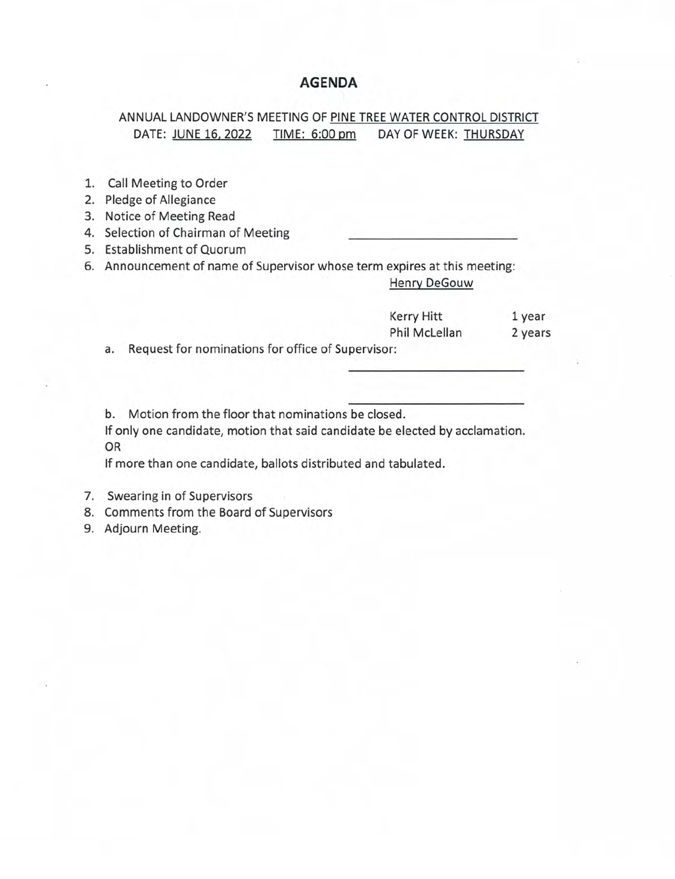# AGENDA

ANNUAL LANDOWNER'S MEETING OF <u>PINE TREE WATER CONTROL DISTRICT</u>
DATE: <u>JUNE 16, 2022</u> TIME: <u>6:00 pm</u> DAY OF WEEK: <u>THURSDAY</u>

1. Call Meeting to Order
2. Pledge of Allegiance
3. Notice of Meeting Read
4. Selection of Chairman of Meeting \_\_\_\_\_\_\_\_\_\_\_\_\_\_\_\_\_\_\_\_
5. Establishment of Quorum
6. Announcement of name of Supervisor whose term expires at this meeting: <u>Henry DeGouw</u>

   Kerry Hitt 1 year
   Phil McLellan 2 years

   a. Request for nominations for office of Supervisor: \_\_\_\_\_\_\_\_\_\_\_\_\_\_\_\_\_\_\_\_

      \_\_\_\_\_\_\_\_\_\_\_\_\_\_\_\_\_\_\_\_

   b. Motion from the floor that nominations be closed.
   If only one candidate, motion that said candidate be elected by acclamation.
   OR
   If more than one candidate, ballots distributed and tabulated.

7. Swearing in of Supervisors
8. Comments from the Board of Supervisors
9. Adjourn Meeting.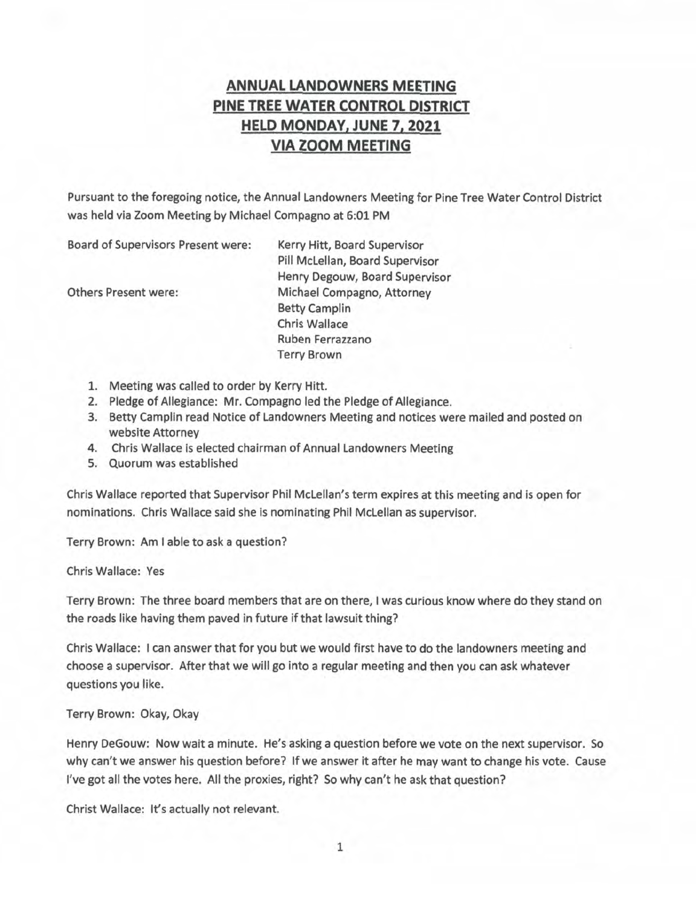# ANNUAL LANDOWNERS MEETING
# PINE TREE WATER CONTROL DISTRICT
# HELD MONDAY, JUNE 7, 2021
# VIA ZOOM MEETING

Pursuant to the foregoing notice, the Annual Landowners Meeting for Pine Tree Water Control District was held via Zoom Meeting by Michael Compagno at 6:01 PM

Board of Supervisors Present were:
- Kerry Hitt, Board Supervisor
- Pill McLellan, Board Supervisor
- Henry Degouw, Board Supervisor

Others Present were:
- Michael Compagno, Attorney
- Betty Camplin
- Chris Wallace
- Ruben Ferrazzano
- Terry Brown

1. Meeting was called to order by Kerry Hitt.
2. Pledge of Allegiance: Mr. Compagno led the Pledge of Allegiance.
3. Betty Camplin read Notice of Landowners Meeting and notices were mailed and posted on website Attorney
4. Chris Wallace is elected chairman of Annual Landowners Meeting
5. Quorum was established

Chris Wallace reported that Supervisor Phil McLellan's term expires at this meeting and is open for nominations. Chris Wallace said she is nominating Phil McLellan as supervisor.

Terry Brown: Am I able to ask a question?

Chris Wallace: Yes

Terry Brown: The three board members that are on there, I was curious know where do they stand on the roads like having them paved in future if that lawsuit thing?

Chris Wallace: I can answer that for you but we would first have to do the landowners meeting and choose a supervisor. After that we will go into a regular meeting and then you can ask whatever questions you like.

Terry Brown: Okay, Okay

Henry DeGouw: Now wait a minute. He's asking a question before we vote on the next supervisor. So why can't we answer his question before? If we answer it after he may want to change his vote. Cause I've got all the votes here. All the proxies, right? So why can't he ask that question?

Christ Wallace: It's actually not relevant.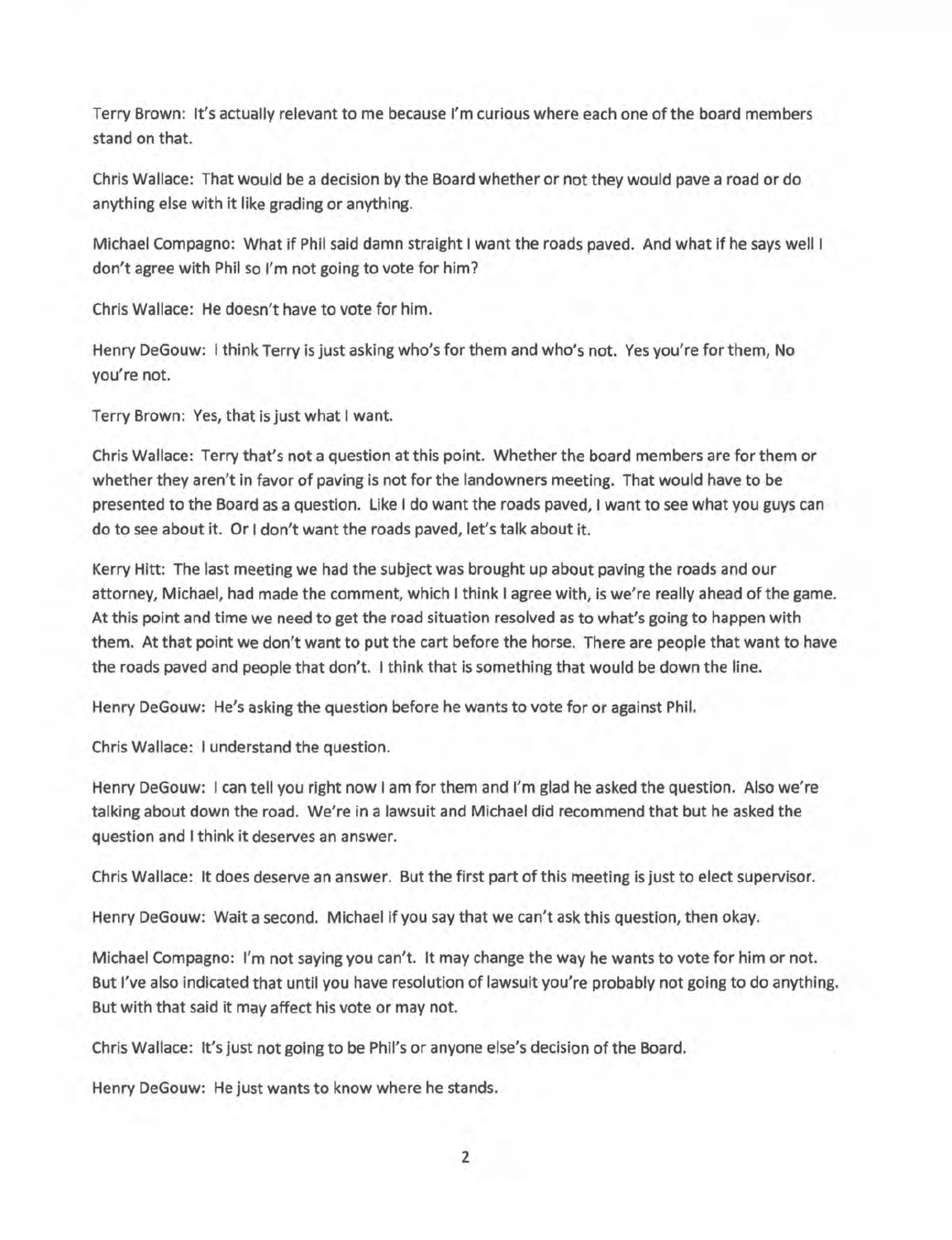Terry Brown: It's actually relevant to me because I'm curious where each one of the board members stand on that.

Chris Wallace: That would be a decision by the Board whether or not they would pave a road or do anything else with it like grading or anything.

Michael Compagno: What if Phil said damn straight I want the roads paved. And what if he says well I don't agree with Phil so I'm not going to vote for him?

Chris Wallace: He doesn't have to vote for him.

Henry DeGouw: I think Terry is just asking who's for them and who's not. Yes you're for them, No you're not.

Terry Brown: Yes, that is just what I want.

Chris Wallace: Terry that's not a question at this point. Whether the board members are for them or whether they aren't in favor of paving is not for the landowners meeting. That would have to be presented to the Board as a question. Like I do want the roads paved, I want to see what you guys can do to see about it. Or I don't want the roads paved, let's talk about it.

Kerry Hitt: The last meeting we had the subject was brought up about paving the roads and our attorney, Michael, had made the comment, which I think I agree with, is we're really ahead of the game. At this point and time we need to get the road situation resolved as to what's going to happen with them. At that point we don't want to put the cart before the horse. There are people that want to have the roads paved and people that don't. I think that is something that would be down the line.

Henry DeGouw: He's asking the question before he wants to vote for or against Phil.

Chris Wallace: I understand the question.

Henry DeGouw: I can tell you right now I am for them and I'm glad he asked the question. Also we're talking about down the road. We're in a lawsuit and Michael did recommend that but he asked the question and I think it deserves an answer.

Chris Wallace: It does deserve an answer. But the first part of this meeting is just to elect supervisor.

Henry DeGouw: Wait a second. Michael if you say that we can't ask this question, then okay.

Michael Compagno: I'm not saying you can't. It may change the way he wants to vote for him or not. But I've also indicated that until you have resolution of lawsuit you're probably not going to do anything. But with that said it may affect his vote or may not.

Chris Wallace: It's just not going to be Phil's or anyone else's decision of the Board.

Henry DeGouw: He just wants to know where he stands.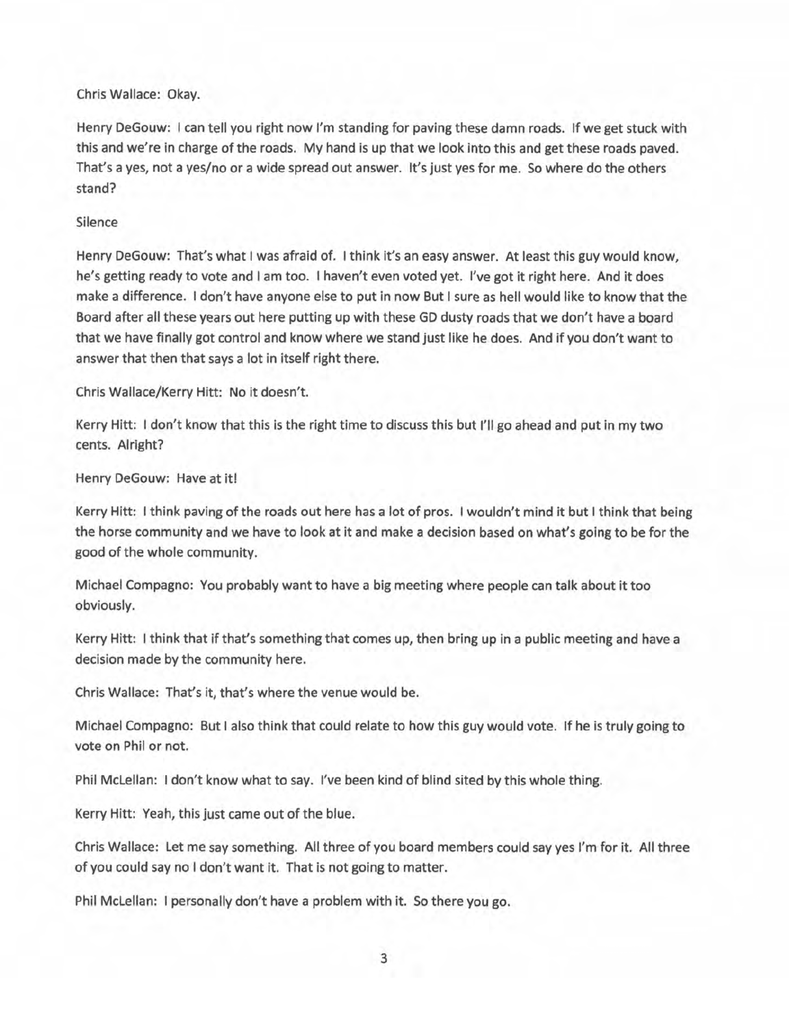Chris Wallace: Okay.

Henry DeGouw: I can tell you right now I'm standing for paving these damn roads. If we get stuck with this and we're in charge of the roads. My hand is up that we look into this and get these roads paved. That's a yes, not a yes/no or a wide spread out answer. It's just yes for me. So where do the others stand?

Silence

Henry DeGouw: That's what I was afraid of. I think it's an easy answer. At least this guy would know, he's getting ready to vote and I am too. I haven't even voted yet. I've got it right here. And it does make a difference. I don't have anyone else to put in now But I sure as hell would like to know that the Board after all these years out here putting up with these GD dusty roads that we don't have a board that we have finally got control and know where we stand just like he does. And if you don't want to answer that then that says a lot in itself right there.

Chris Wallace/Kerry Hitt: No it doesn't.

Kerry Hitt: I don't know that this is the right time to discuss this but I'll go ahead and put in my two cents. Alright?

Henry DeGouw: Have at it!

Kerry Hitt: I think paving of the roads out here has a lot of pros. I wouldn't mind it but I think that being the horse community and we have to look at it and make a decision based on what's going to be for the good of the whole community.

Michael Compagno: You probably want to have a big meeting where people can talk about it too obviously.

Kerry Hitt: I think that if that's something that comes up, then bring up in a public meeting and have a decision made by the community here.

Chris Wallace: That's it, that's where the venue would be.

Michael Compagno: But I also think that could relate to how this guy would vote. If he is truly going to vote on Phil or not.

Phil McLellan: I don't know what to say. I've been kind of blind sited by this whole thing.

Kerry Hitt: Yeah, this just came out of the blue.

Chris Wallace: Let me say something. All three of you board members could say yes I'm for it. All three of you could say no I don't want it. That is not going to matter.

Phil McLellan: I personally don't have a problem with it. So there you go.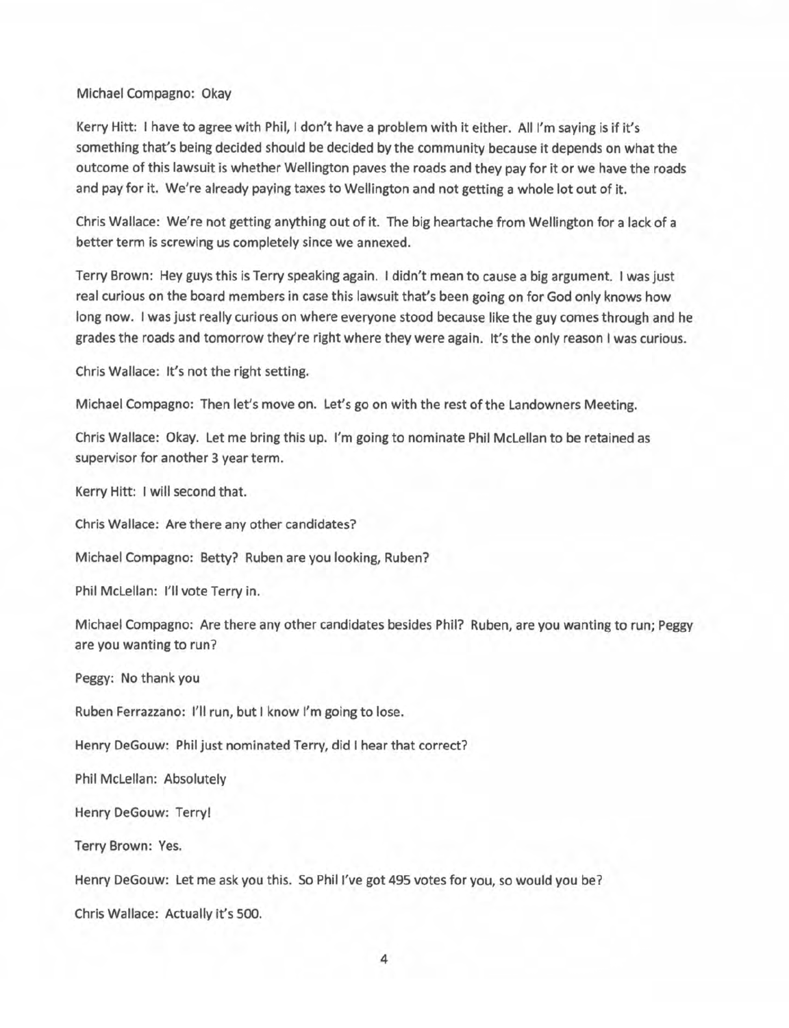Michael Compagno: Okay

Kerry Hitt: I have to agree with Phil, I don't have a problem with it either. All I'm saying is if it's something that's being decided should be decided by the community because it depends on what the outcome of this lawsuit is whether Wellington paves the roads and they pay for it or we have the roads and pay for it. We're already paying taxes to Wellington and not getting a whole lot out of it.

Chris Wallace: We're not getting anything out of it. The big heartache from Wellington for a lack of a better term is screwing us completely since we annexed.

Terry Brown: Hey guys this is Terry speaking again. I didn't mean to cause a big argument. I was just real curious on the board members in case this lawsuit that's been going on for God only knows how long now. I was just really curious on where everyone stood because like the guy comes through and he grades the roads and tomorrow they're right where they were again. It's the only reason I was curious.

Chris Wallace: It's not the right setting.

Michael Compagno: Then let's move on. Let's go on with the rest of the Landowners Meeting.

Chris Wallace: Okay. Let me bring this up. I'm going to nominate Phil McLellan to be retained as supervisor for another 3 year term.

Kerry Hitt: I will second that.

Chris Wallace: Are there any other candidates?

Michael Compagno: Betty? Ruben are you looking, Ruben?

Phil McLellan: I'll vote Terry in.

Michael Compagno: Are there any other candidates besides Phil? Ruben, are you wanting to run; Peggy are you wanting to run?

Peggy: No thank you

Ruben Ferrazzano: I'll run, but I know I'm going to lose.

Henry DeGouw: Phil just nominated Terry, did I hear that correct?

Phil McLellan: Absolutely

Henry DeGouw: Terry!

Terry Brown: Yes.

Henry DeGouw: Let me ask you this. So Phil I've got 495 votes for you, so would you be?

Chris Wallace: Actually it's 500.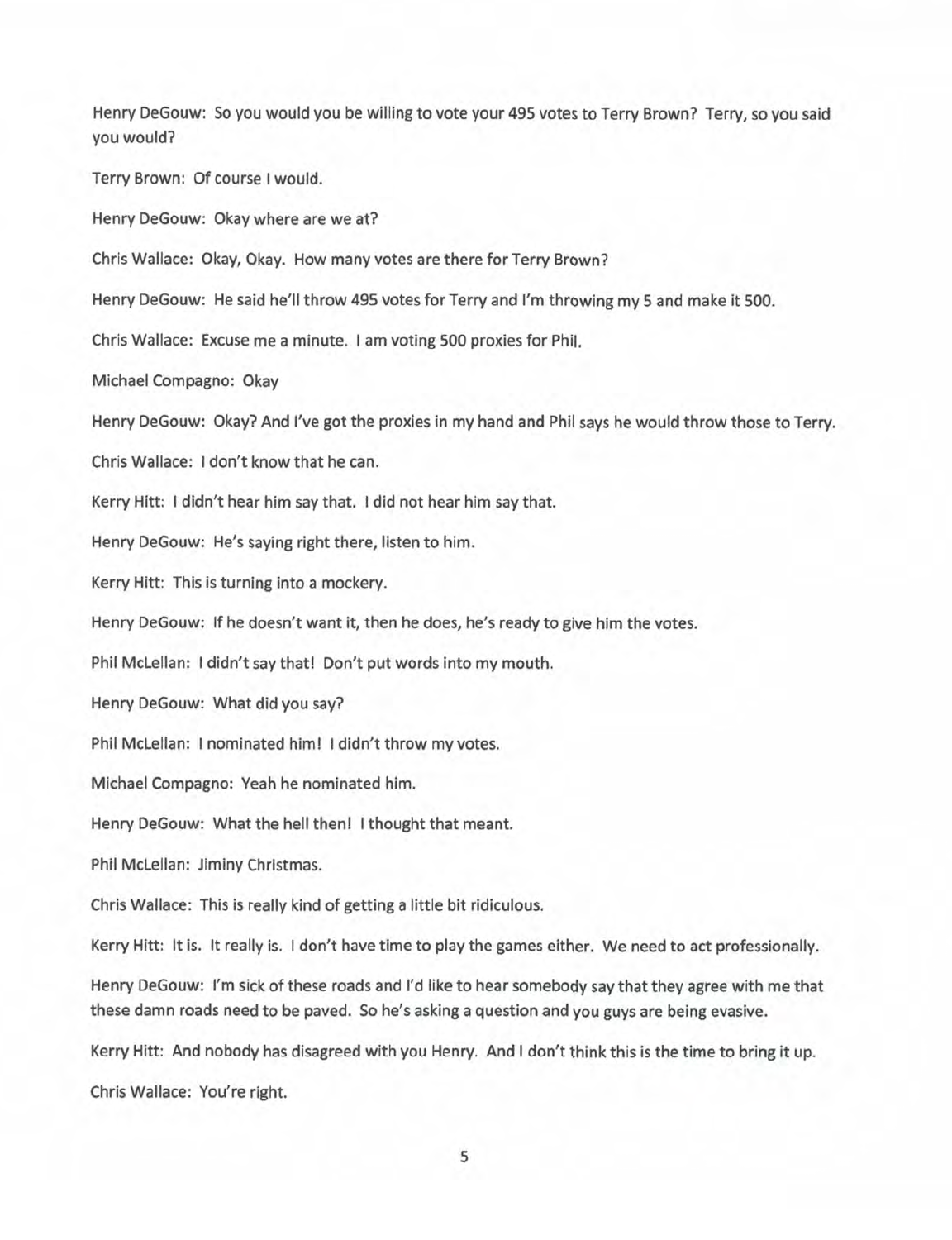Henry DeGouw: So you would you be willing to vote your 495 votes to Terry Brown? Terry, so you said you would?

Terry Brown: Of course I would.

Henry DeGouw: Okay where are we at?

Chris Wallace: Okay, Okay. How many votes are there for Terry Brown?

Henry DeGouw: He said he'll throw 495 votes for Terry and I'm throwing my 5 and make it 500.

Chris Wallace: Excuse me a minute. I am voting 500 proxies for Phil.

Michael Compagno: Okay

Henry DeGouw: Okay? And I've got the proxies in my hand and Phil says he would throw those to Terry.

Chris Wallace: I don't know that he can.

Kerry Hitt: I didn't hear him say that. I did not hear him say that.

Henry DeGouw: He's saying right there, listen to him.

Kerry Hitt: This is turning into a mockery.

Henry DeGouw: If he doesn't want it, then he does, he's ready to give him the votes.

Phil McLellan: I didn't say that! Don't put words into my mouth.

Henry DeGouw: What did you say?

Phil McLellan: I nominated him! I didn't throw my votes.

Michael Compagno: Yeah he nominated him.

Henry DeGouw: What the hell then! I thought that meant.

Phil McLellan: Jiminy Christmas.

Chris Wallace: This is really kind of getting a little bit ridiculous.

Kerry Hitt: It is. It really is. I don't have time to play the games either. We need to act professionally.

Henry DeGouw: I'm sick of these roads and I'd like to hear somebody say that they agree with me that these damn roads need to be paved. So he's asking a question and you guys are being evasive.

Kerry Hitt: And nobody has disagreed with you Henry. And I don't think this is the time to bring it up.

Chris Wallace: You're right.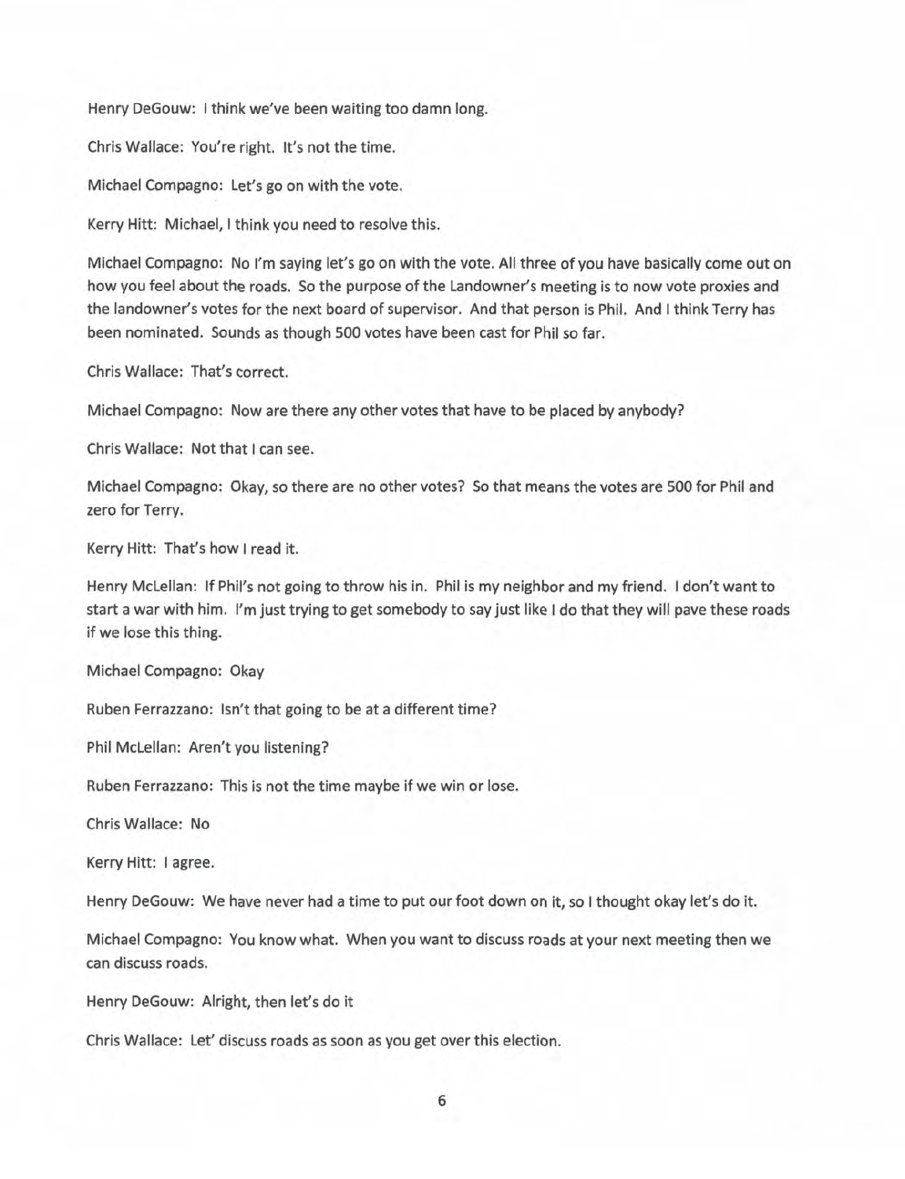Henry DeGouw: I think we've been waiting too damn long.

Chris Wallace: You're right. It's not the time.

Michael Compagno: Let's go on with the vote.

Kerry Hitt: Michael, I think you need to resolve this.

Michael Compagno: No I'm saying let's go on with the vote. All three of you have basically come out on how you feel about the roads. So the purpose of the Landowner's meeting is to now vote proxies and the landowner's votes for the next board of supervisor. And that person is Phil. And I think Terry has been nominated. Sounds as though 500 votes have been cast for Phil so far.

Chris Wallace: That's correct.

Michael Compagno: Now are there any other votes that have to be placed by anybody?

Chris Wallace: Not that I can see.

Michael Compagno: Okay, so there are no other votes? So that means the votes are 500 for Phil and zero for Terry.

Kerry Hitt: That's how I read it.

Henry McLellan: If Phil's not going to throw his in. Phil is my neighbor and my friend. I don't want to start a war with him. I'm just trying to get somebody to say just like I do that they will pave these roads if we lose this thing.

Michael Compagno: Okay

Ruben Ferrazzano: Isn't that going to be at a different time?

Phil McLellan: Aren't you listening?

Ruben Ferrazzano: This is not the time maybe if we win or lose.

Chris Wallace: No

Kerry Hitt: I agree.

Henry DeGouw: We have never had a time to put our foot down on it, so I thought okay let's do it.

Michael Compagno: You know what. When you want to discuss roads at your next meeting then we can discuss roads.

Henry DeGouw: Alright, then let's do it

Chris Wallace: Let' discuss roads as soon as you get over this election.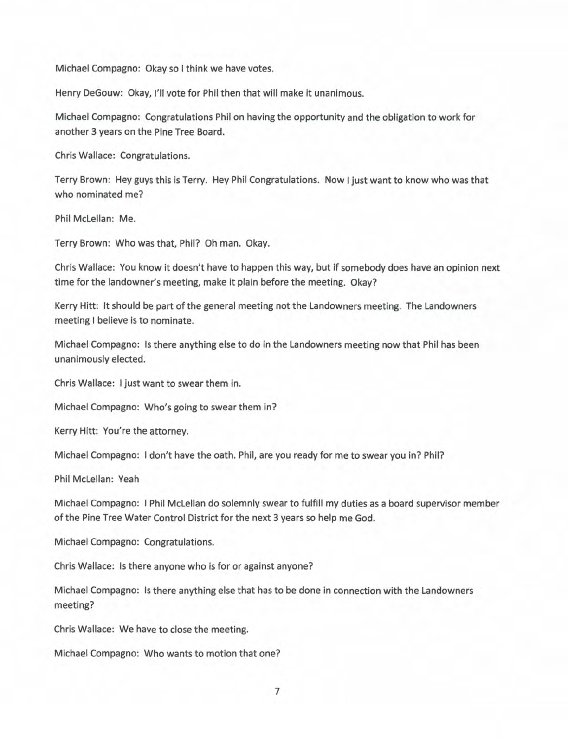Michael Compagno: Okay so I think we have votes.

Henry DeGouw: Okay, I'll vote for Phil then that will make it unanimous.

Michael Compagno: Congratulations Phil on having the opportunity and the obligation to work for another 3 years on the Pine Tree Board.

Chris Wallace: Congratulations.

Terry Brown: Hey guys this is Terry. Hey Phil Congratulations. Now I just want to know who was that who nominated me?

Phil McLellan: Me.

Terry Brown: Who was that, Phil? Oh man. Okay.

Chris Wallace: You know it doesn't have to happen this way, but if somebody does have an opinion next time for the landowner's meeting, make it plain before the meeting. Okay?

Kerry Hitt: It should be part of the general meeting not the Landowners meeting. The Landowners meeting I believe is to nominate.

Michael Compagno: Is there anything else to do in the Landowners meeting now that Phil has been unanimously elected.

Chris Wallace: I just want to swear them in.

Michael Compagno: Who's going to swear them in?

Kerry Hitt: You're the attorney.

Michael Compagno: I don't have the oath. Phil, are you ready for me to swear you in? Phil?

Phil McLellan: Yeah

Michael Compagno: I Phil McLellan do solemnly swear to fulfill my duties as a board supervisor member of the Pine Tree Water Control District for the next 3 years so help me God.

Michael Compagno: Congratulations.

Chris Wallace: Is there anyone who is for or against anyone?

Michael Compagno: Is there anything else that has to be done in connection with the Landowners meeting?

Chris Wallace: We have to close the meeting.

Michael Compagno: Who wants to motion that one?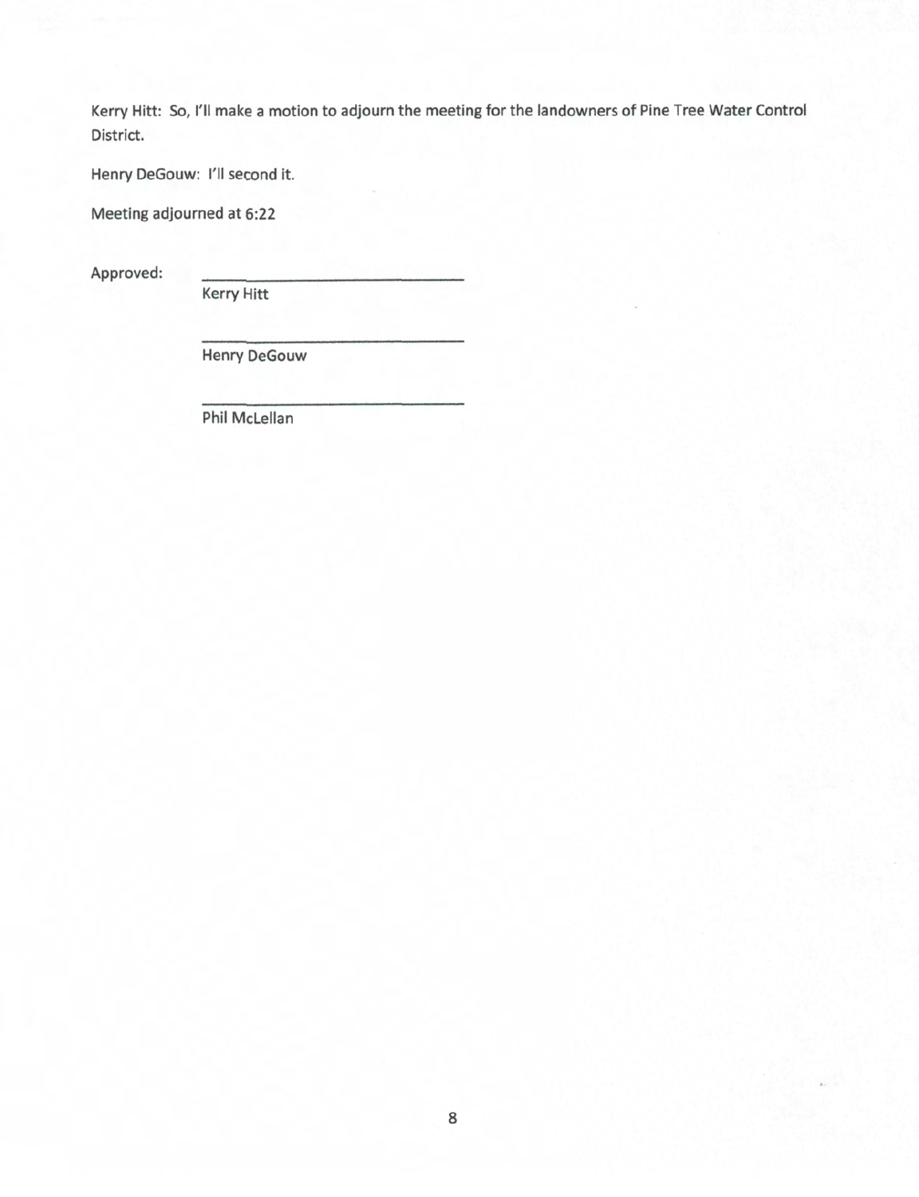Kerry Hitt: So, I'll make a motion to adjourn the meeting for the landowners of Pine Tree Water Control District.

Henry DeGouw: I'll second it.

Meeting adjourned at 6:22

Approved: \_\_\_\_\_\_\_\_\_\_\_\_\_\_\_\_\_\_\_\_\_\_\_\_\_\_\_\_
Kerry Hitt

\_\_\_\_\_\_\_\_\_\_\_\_\_\_\_\_\_\_\_\_\_\_\_\_\_\_\_\_
Henry DeGouw

\_\_\_\_\_\_\_\_\_\_\_\_\_\_\_\_\_\_\_\_\_\_\_\_\_\_\_\_
Phil McLellan